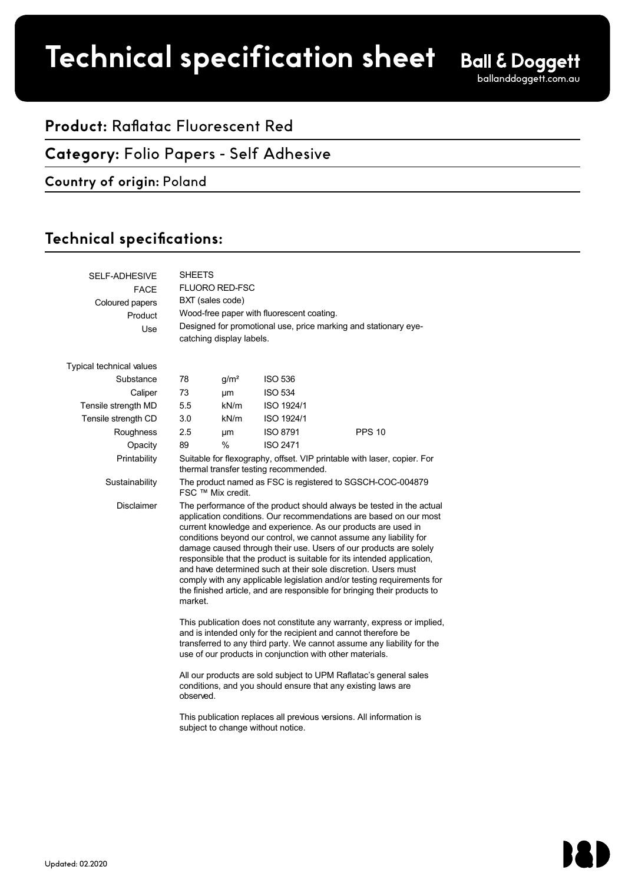# Technical specification sheet

**Ball & Doggett**
balldoggett.com.au

## **Product:** Raflatac Fluorescent Red

## **Category:** Folio Papers - Self Adhesive

### **Country of origin:** Poland

## Technical specifications:

| | | | | |
|---|---|---|---|---|
| SELF-ADHESIVE | SHEETS | | | |
| FACE | FLUORO RED-FSC | | | |
| Coloured papers | BXT (sales code) | | | |
| Product | Wood-free paper with fluorescent coating. | | | |
| Use | Designed for promotional use, price marking and stationary eye-catching display labels. | | | |
| Typical technical values | | | | |
| Substance | 78 | g/m² | ISO 536 | |
| Caliper | 73 | µm | ISO 534 | |
| Tensile strength MD | 5.5 | kN/m | ISO 1924/1 | |
| Tensile strength CD | 3.0 | kN/m | ISO 1924/1 | |
| Roughness | 2.5 | µm | ISO 8791 | PPS 10 |
| Opacity | 89 | % | ISO 2471 | |
| Printability | Suitable for flexography, offset. VIP printable with laser, copier. For thermal transfer testing recommended. | | | |
| Sustainability | The product named as FSC is registered to SGSCH-COC-004879 FSC ™ Mix credit. | | | |

Disclaimer

The performance of the product should always be tested in the actual application conditions. Our recommendations are based on our most current knowledge and experience. As our products are used in conditions beyond our control, we cannot assume any liability for damage caused through their use. Users of our products are solely responsible that the product is suitable for its intended application, and have determined such at their sole discretion. Users must comply with any applicable legislation and/or testing requirements for the finished article, and are responsible for bringing their products to market.

This publication does not constitute any warranty, express or implied, and is intended only for the recipient and cannot therefore be transferred to any third party. We cannot assume any liability for the use of our products in conjunction with other materials.

All our products are sold subject to UPM Raflatac's general sales conditions, and you should ensure that any existing laws are observed.

This publication replaces all previous versions. All information is subject to change without notice.

Updated: 02.2020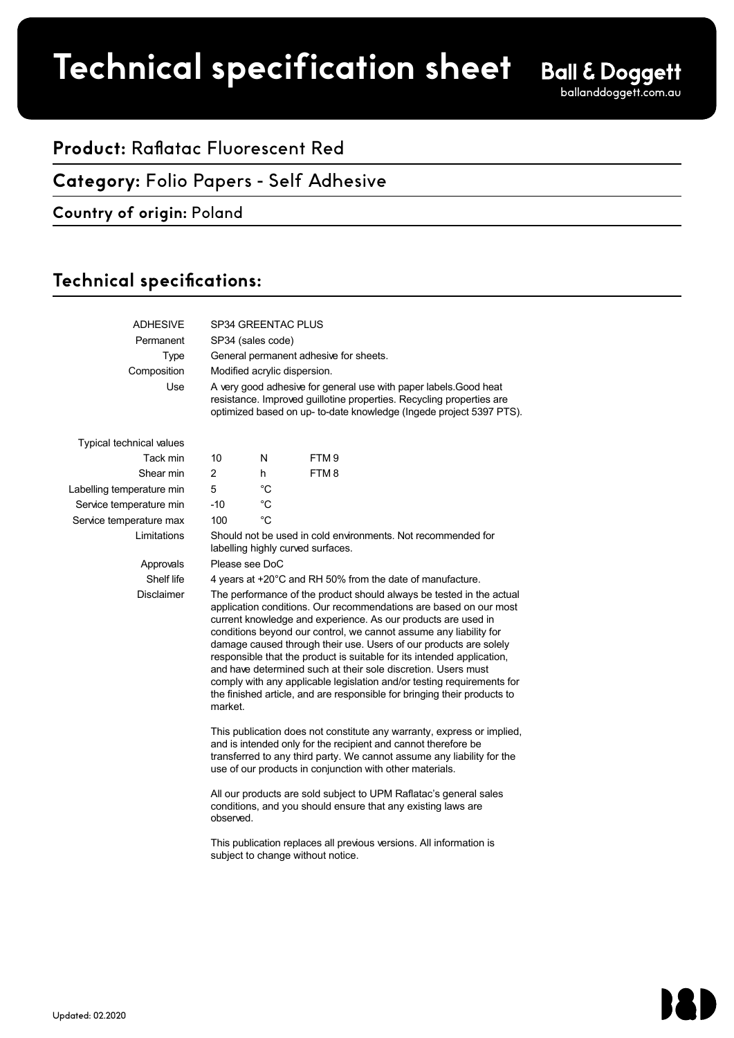# Technical specification sheet

Ball & Doggett
balland doggett.com.au

## Product: Raflatac Fluorescent Red

## Category: Folio Papers - Self Adhesive

## Country of origin: Poland

## Technical specifications:

| | | | |
|---|---|---|---|
| ADHESIVE | SP34 GREENTAC PLUS | | |
| Permanent | SP34 (sales code) | | |
| Type | General permanent adhesive for sheets. | | |
| Composition | Modified acrylic dispersion. | | |
| Use | A very good adhesive for general use with paper labels.Good heat resistance. Improved guillotine properties. Recycling properties are optimized based on up- to-date knowledge (Ingede project 5397 PTS). | | |
| Typical technical values | | | |
| Tack min | 10 | N | FTM 9 |
| Shear min | 2 | h | FTM 8 |
| Labelling temperature min | 5 | °C | |
| Service temperature min | -10 | °C | |
| Service temperature max | 100 | °C | |
| Limitations | Should not be used in cold environments. Not recommended for labelling highly curved surfaces. | | |
| Approvals | Please see DoC | | |
| Shelf life | 4 years at +20°C and RH 50% from the date of manufacture. | | |
| Disclaimer | The performance of the product should always be tested in the actual application conditions. Our recommendations are based on our most current knowledge and experience. As our products are used in conditions beyond our control, we cannot assume any liability for damage caused through their use. Users of our products are solely responsible that the product is suitable for its intended application, and have determined such at their sole discretion. Users must comply with any applicable legislation and/or testing requirements for the finished article, and are responsible for bringing their products to market. | | |

This publication does not constitute any warranty, express or implied, and is intended only for the recipient and cannot therefore be transferred to any third party. We cannot assume any liability for the use of our products in conjunction with other materials.

All our products are sold subject to UPM Raflatac's general sales conditions, and you should ensure that any existing laws are observed.

This publication replaces all previous versions. All information is subject to change without notice.

Updated: 02.2020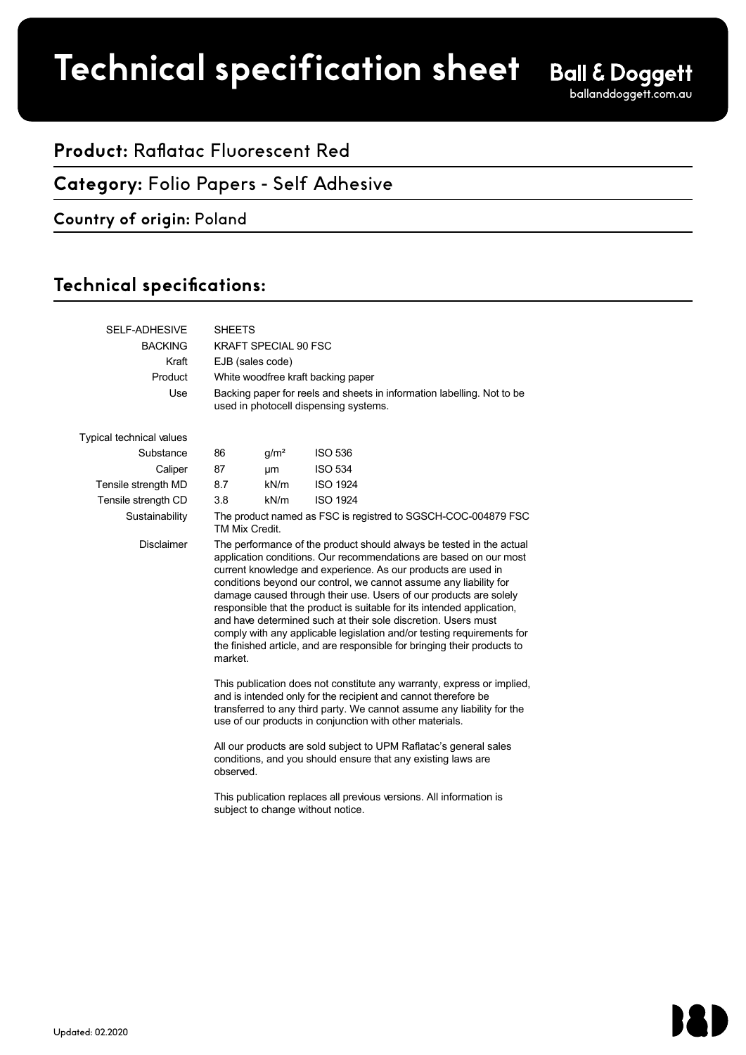# Technical specification sheet

**Ball & Doggett**
balland doggett.com.au

## Product: Raflatac Fluorescent Red

## Category: Folio Papers - Self Adhesive

### Country of origin: Poland

## Technical specifications:

| | | | |
|---|---|---|---|
| SELF-ADHESIVE | SHEETS | | |
| BACKING | KRAFT SPECIAL 90 FSC | | |
| Kraft | EJB (sales code) | | |
| Product | White woodfree kraft backing paper | | |
| Use | Backing paper for reels and sheets in information labelling. Not to be used in photocell dispensing systems. | | |
| Typical technical values | | | |
| Substance | 86 | g/m² | ISO 536 |
| Caliper | 87 | µm | ISO 534 |
| Tensile strength MD | 8.7 | kN/m | ISO 1924 |
| Tensile strength CD | 3.8 | kN/m | ISO 1924 |
| Sustainability | The product named as FSC is registred to SGSCH-COC-004879 FSC TM Mix Credit. | | |
| Disclaimer | The performance of the product should always be tested in the actual application conditions. Our recommendations are based on our most current knowledge and experience. As our products are used in conditions beyond our control, we cannot assume any liability for damage caused through their use. Users of our products are solely responsible that the product is suitable for its intended application, and have determined such at their sole discretion. Users must comply with any applicable legislation and/or testing requirements for the finished article, and are responsible for bringing their products to market. | | |

This publication does not constitute any warranty, express or implied, and is intended only for the recipient and cannot therefore be transferred to any third party. We cannot assume any liability for the use of our products in conjunction with other materials.

All our products are sold subject to UPM Raflatac's general sales conditions, and you should ensure that any existing laws are observed.

This publication replaces all previous versions. All information is subject to change without notice.

Updated: 02.2020